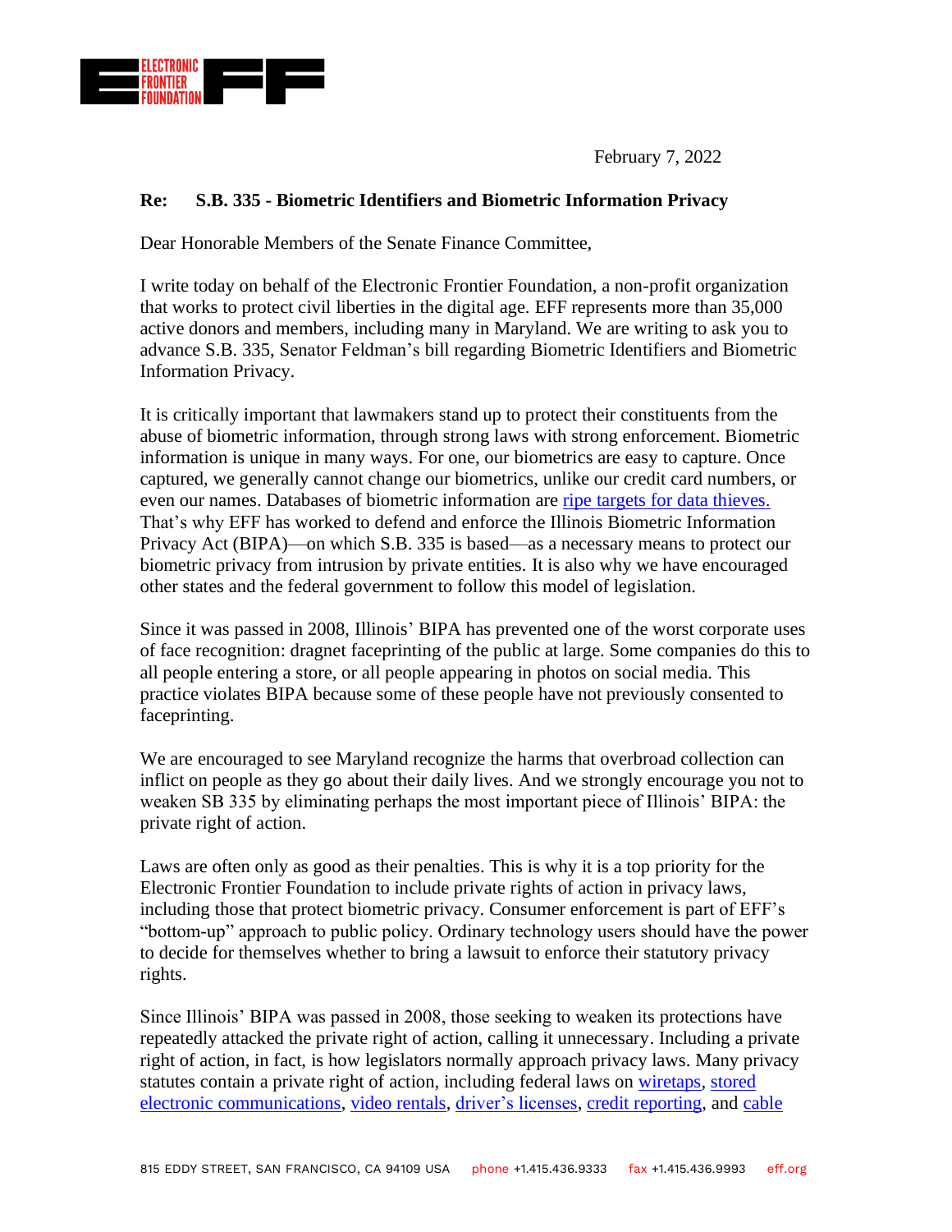February 7, 2022

**Re: S.B. 335 - Biometric Identifiers and Biometric Information Privacy**

Dear Honorable Members of the Senate Finance Committee,

I write today on behalf of the Electronic Frontier Foundation, a non-profit organization that works to protect civil liberties in the digital age. EFF represents more than 35,000 active donors and members, including many in Maryland. We are writing to ask you to advance S.B. 335, Senator Feldman's bill regarding Biometric Identifiers and Biometric Information Privacy.

It is critically important that lawmakers stand up to protect their constituents from the abuse of biometric information, through strong laws with strong enforcement. Biometric information is unique in many ways. For one, our biometrics are easy to capture. Once captured, we generally cannot change our biometrics, unlike our credit card numbers, or even our names. Databases of biometric information are ripe targets for data thieves. That's why EFF has worked to defend and enforce the Illinois Biometric Information Privacy Act (BIPA)—on which S.B. 335 is based—as a necessary means to protect our biometric privacy from intrusion by private entities. It is also why we have encouraged other states and the federal government to follow this model of legislation.

Since it was passed in 2008, Illinois' BIPA has prevented one of the worst corporate uses of face recognition: dragnet faceprinting of the public at large. Some companies do this to all people entering a store, or all people appearing in photos on social media. This practice violates BIPA because some of these people have not previously consented to faceprinting.

We are encouraged to see Maryland recognize the harms that overbroad collection can inflict on people as they go about their daily lives. And we strongly encourage you not to weaken SB 335 by eliminating perhaps the most important piece of Illinois' BIPA: the private right of action.

Laws are often only as good as their penalties. This is why it is a top priority for the Electronic Frontier Foundation to include private rights of action in privacy laws, including those that protect biometric privacy. Consumer enforcement is part of EFF's "bottom-up" approach to public policy. Ordinary technology users should have the power to decide for themselves whether to bring a lawsuit to enforce their statutory privacy rights.

Since Illinois' BIPA was passed in 2008, those seeking to weaken its protections have repeatedly attacked the private right of action, calling it unnecessary. Including a private right of action, in fact, is how legislators normally approach privacy laws. Many privacy statutes contain a private right of action, including federal laws on wiretaps, stored electronic communications, video rentals, driver's licenses, credit reporting, and cable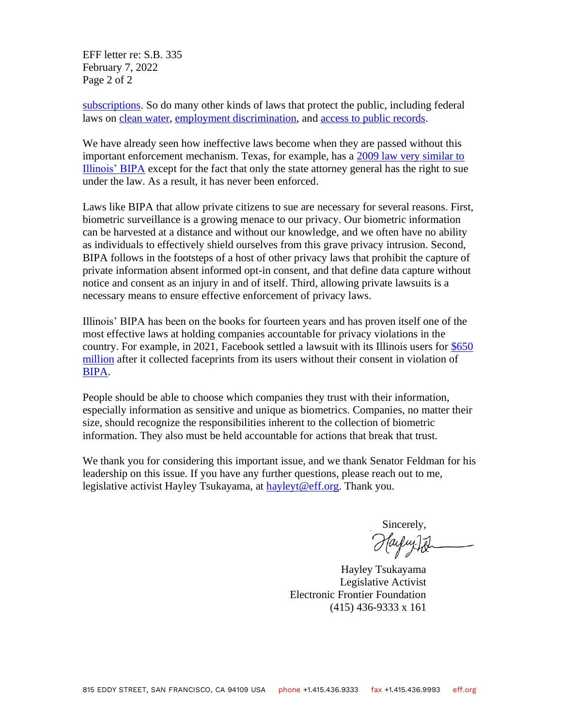subscriptions. So do many other kinds of laws that protect the public, including federal laws on clean water, employment discrimination, and access to public records.

We have already seen how ineffective laws become when they are passed without this important enforcement mechanism. Texas, for example, has a 2009 law very similar to Illinois' BIPA except for the fact that only the state attorney general has the right to sue under the law. As a result, it has never been enforced.

Laws like BIPA that allow private citizens to sue are necessary for several reasons. First, biometric surveillance is a growing menace to our privacy. Our biometric information can be harvested at a distance and without our knowledge, and we often have no ability as individuals to effectively shield ourselves from this grave privacy intrusion. Second, BIPA follows in the footsteps of a host of other privacy laws that prohibit the capture of private information absent informed opt-in consent, and that define data capture without notice and consent as an injury in and of itself. Third, allowing private lawsuits is a necessary means to ensure effective enforcement of privacy laws.

Illinois' BIPA has been on the books for fourteen years and has proven itself one of the most effective laws at holding companies accountable for privacy violations in the country. For example, in 2021, Facebook settled a lawsuit with its Illinois users for $650 million after it collected faceprints from its users without their consent in violation of BIPA.

People should be able to choose which companies they trust with their information, especially information as sensitive and unique as biometrics. Companies, no matter their size, should recognize the responsibilities inherent to the collection of biometric information. They also must be held accountable for actions that break that trust.

We thank you for considering this important issue, and we thank Senator Feldman for his leadership on this issue. If you have any further questions, please reach out to me, legislative activist Hayley Tsukayama, at hayleyt@eff.org. Thank you.

Sincerely,

Hayley Tsukayama
Legislative Activist
Electronic Frontier Foundation
(415) 436-9333 x 161

815 EDDY STREET, SAN FRANCISCO, CA 94109 USA phone +1.415.436.9333 fax +1.415.436.9993 eff.org